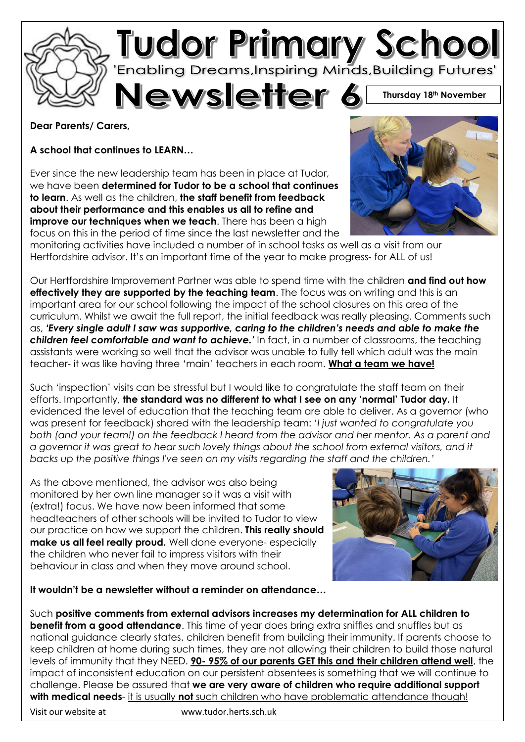# Tudor Primary School

'Enabling Dreams,Inspiring Minds,Building Futures'

# Newsletter 6

**Thursday 18th November**

**Dear Parents/ Carers,**

**A school that continues to LEARN…**

Ever since the new leadership team has been in place at Tudor, we have been **determined for Tudor to be a school that continues to learn**. As well as the children, **the staff benefit from feedback about their performance and this enables us all to refine and improve our techniques when we teach**. There has been a high focus on this in the period of time since the last newsletter and the monitoring activities have included a number of in school tasks as well as a visit from our Hertfordshire advisor. It's an important time of the year to make progress- for ALL of us!

Our Hertfordshire Improvement Partner was able to spend time with the children **and find out how effectively they are supported by the teaching team**. The focus was on writing and this is an important area for our school following the impact of the school closures on this area of the curriculum. Whilst we await the full report, the initial feedback was really pleasing. Comments such as, ***'Every single adult I saw was supportive, caring to the children's needs and able to make the children feel comfortable and want to achieve.'*** In fact, in a number of classrooms, the teaching assistants were working so well that the advisor was unable to fully tell which adult was the main teacher- it was like having three 'main' teachers in each room. <u>**What a team we have!**</u>

Such 'inspection' visits can be stressful but I would like to congratulate the staff team on their efforts. Importantly, **the standard was no different to what I see on any 'normal' Tudor day.** It evidenced the level of education that the teaching team are able to deliver. As a governor (who was present for feedback) shared with the leadership team: '*I just wanted to congratulate you both (and your team!) on the feedback I heard from the advisor and her mentor. As a parent and a governor it was great to hear such lovely things about the school from external visitors, and it backs up the positive things I've seen on my visits regarding the staff and the children.'*

As the above mentioned, the advisor was also being monitored by her own line manager so it was a visit with (extra!) focus. We have now been informed that some headteachers of other schools will be invited to Tudor to view our practice on how we support the children. **This really should make us all feel really proud.** Well done everyone- especially the children who never fail to impress visitors with their behaviour in class and when they move around school.

**It wouldn't be a newsletter without a reminder on attendance…**

Such **positive comments from external advisors increases my determination for ALL children to benefit from a good attendance**. This time of year does bring extra sniffles and snuffles but as national guidance clearly states, children benefit from building their immunity. If parents choose to keep children at home during such times, they are not allowing their children to build those natural levels of immunity that they NEED. <u>**90- 95% of our parents GET this and their children attend well**</u>, the impact of inconsistent education on our persistent absentees is something that we will continue to challenge. Please be assured that **we are very aware of children who require additional support with medical needs**- <u>it is usually **not** such children who have problematic attendance though!</u>

Visit our website at www.tudor.herts.sch.uk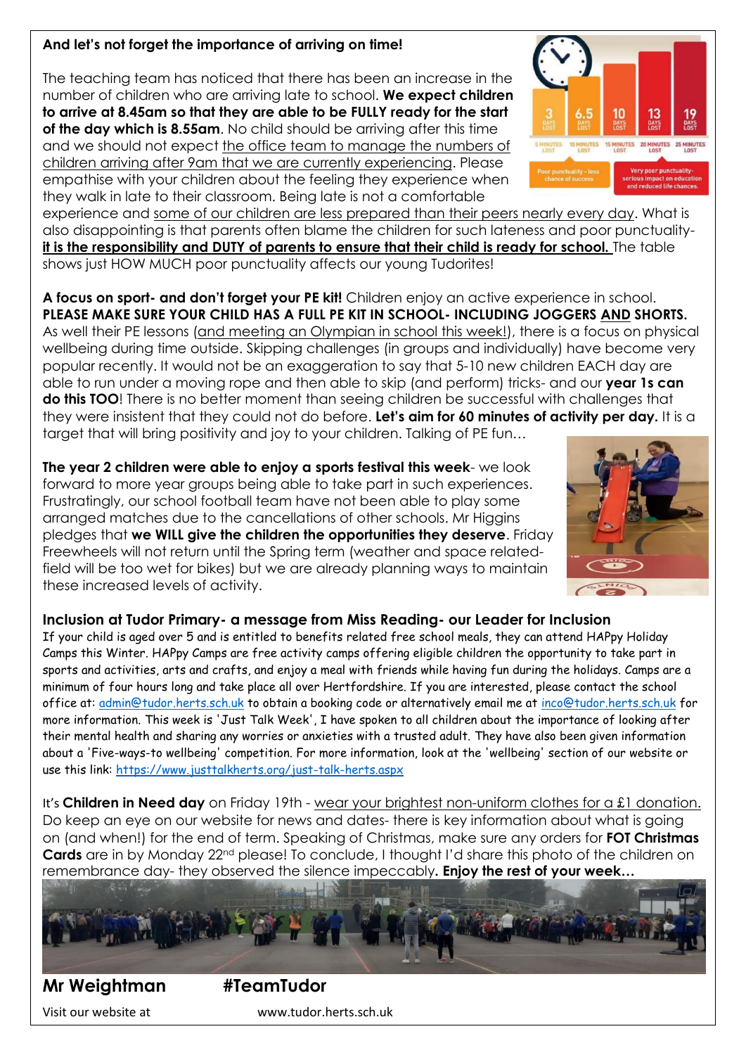**And let's not forget the importance of arriving on time!**

3 DAYS LOST
6.5 DAYS LOST
10 DAYS LOST
13 DAYS LOST
19 DAYS LOST
5 MINUTES LOST
10 MINUTES LOST
15 MINUTES LOST
20 MINUTES LOST
25 MINUTES LOST
Poor punctuality - less chance of success
Very poor punctuality - serious impact on education and reduced life chances.

The teaching team has noticed that there has been an increase in the number of children who are arriving late to school. **We expect children to arrive at 8.45am so that they are able to be FULLY ready for the start of the day which is 8.55am**. No child should be arriving after this time and we should not expect the office team to manage the numbers of children arriving after 9am that we are currently experiencing. Please empathise with your children about the feeling they experience when they walk in late to their classroom. Being late is not a comfortable experience and some of our children are less prepared than their peers nearly every day. What is also disappointing is that parents often blame the children for such lateness and poor punctuality- **it is the responsibility and DUTY of parents to ensure that their child is ready for school.** The table shows just HOW MUCH poor punctuality affects our young Tudorites!

**A focus on sport- and don't forget your PE kit!** Children enjoy an active experience in school. **PLEASE MAKE SURE YOUR CHILD HAS A FULL PE KIT IN SCHOOL- INCLUDING JOGGERS AND SHORTS.** As well their PE lessons (and meeting an Olympian in school this week!), there is a focus on physical wellbeing during time outside. Skipping challenges (in groups and individually) have become very popular recently. It would not be an exaggeration to say that 5-10 new children EACH day are able to run under a moving rope and then able to skip (and perform) tricks- and our **year 1s can do this TOO**! There is no better moment than seeing children be successful with challenges that they were insistent that they could not do before. **Let's aim for 60 minutes of activity per day.** It is a target that will bring positivity and joy to your children. Talking of PE fun…

**The year 2 children were able to enjoy a sports festival this week**- we look forward to more year groups being able to take part in such experiences. Frustratingly, our school football team have not been able to play some arranged matches due to the cancellations of other schools. Mr Higgins pledges that **we WILL give the children the opportunities they deserve**. Friday Freewheels will not return until the Spring term (weather and space related- field will be too wet for bikes) but we are already planning ways to maintain these increased levels of activity.

**Inclusion at Tudor Primary- a message from Miss Reading- our Leader for Inclusion**

If your child is aged over 5 and is entitled to benefits related free school meals, they can attend HAPpy Holiday Camps this Winter. HAPpy Camps are free activity camps offering eligible children the opportunity to take part in sports and activities, arts and crafts, and enjoy a meal with friends while having fun during the holidays. Camps are a minimum of four hours long and take place all over Hertfordshire. If you are interested, please contact the school office at: admin@tudor.herts.sch.uk to obtain a booking code or alternatively email me at inco@tudor.herts.sch.uk for more information. This week is 'Just Talk Week', I have spoken to all children about the importance of looking after their mental health and sharing any worries or anxieties with a trusted adult. They have also been given information about a 'Five-ways-to wellbeing' competition. For more information, look at the 'wellbeing' section of our website or use this link: https://www.justtalkherts.org/just-talk-herts.aspx

It's **Children in Need day** on Friday 19th - wear your brightest non-uniform clothes for a £1 donation. Do keep an eye on our website for news and dates- there is key information about what is going on (and when!) for the end of term. Speaking of Christmas, make sure any orders for **FOT Christmas Cards** are in by Monday 22nd please! To conclude, I thought I'd share this photo of the children on remembrance day- they observed the silence impeccably**. Enjoy the rest of your week…**

**Mr Weightman** **#TeamTudor**

Visit our website at www.tudor.herts.sch.uk